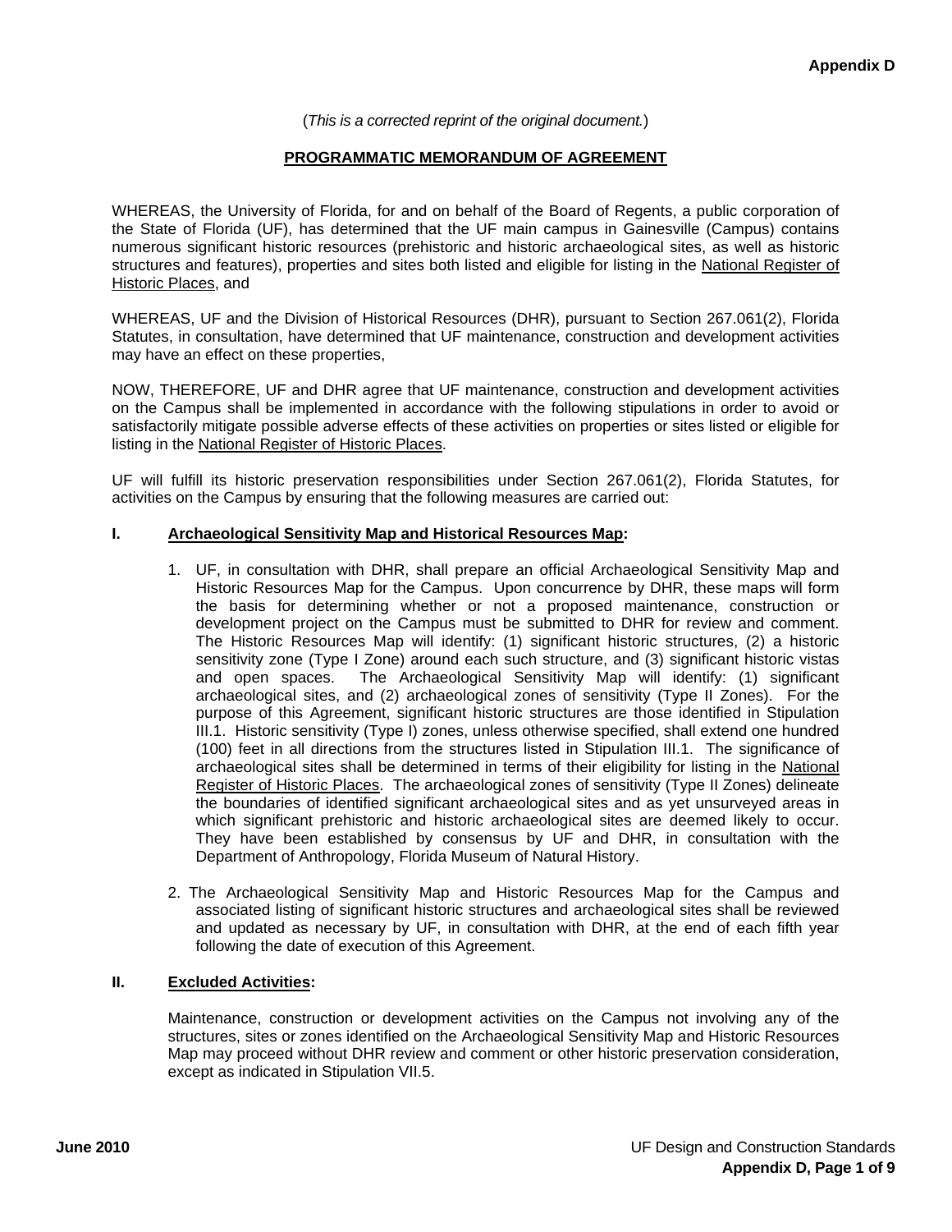**Appendix D**

(*This is a corrected reprint of the original document.*)

# PROGRAMMATIC MEMORANDUM OF AGREEMENT

WHEREAS, the University of Florida, for and on behalf of the Board of Regents, a public corporation of the State of Florida (UF), has determined that the UF main campus in Gainesville (Campus) contains numerous significant historic resources (prehistoric and historic archaeological sites, as well as historic structures and features), properties and sites both listed and eligible for listing in the National Register of Historic Places, and

WHEREAS, UF and the Division of Historical Resources (DHR), pursuant to Section 267.061(2), Florida Statutes, in consultation, have determined that UF maintenance, construction and development activities may have an effect on these properties,

NOW, THEREFORE, UF and DHR agree that UF maintenance, construction and development activities on the Campus shall be implemented in accordance with the following stipulations in order to avoid or satisfactorily mitigate possible adverse effects of these activities on properties or sites listed or eligible for listing in the National Register of Historic Places.

UF will fulfill its historic preservation responsibilities under Section 267.061(2), Florida Statutes, for activities on the Campus by ensuring that the following measures are carried out:

## I. Archaeological Sensitivity Map and Historical Resources Map:

1. UF, in consultation with DHR, shall prepare an official Archaeological Sensitivity Map and Historic Resources Map for the Campus. Upon concurrence by DHR, these maps will form the basis for determining whether or not a proposed maintenance, construction or development project on the Campus must be submitted to DHR for review and comment. The Historic Resources Map will identify: (1) significant historic structures, (2) a historic sensitivity zone (Type I Zone) around each such structure, and (3) significant historic vistas and open spaces. The Archaeological Sensitivity Map will identify: (1) significant archaeological sites, and (2) archaeological zones of sensitivity (Type II Zones). For the purpose of this Agreement, significant historic structures are those identified in Stipulation III.1. Historic sensitivity (Type I) zones, unless otherwise specified, shall extend one hundred (100) feet in all directions from the structures listed in Stipulation III.1. The significance of archaeological sites shall be determined in terms of their eligibility for listing in the National Register of Historic Places. The archaeological zones of sensitivity (Type II Zones) delineate the boundaries of identified significant archaeological sites and as yet unsurveyed areas in which significant prehistoric and historic archaeological sites are deemed likely to occur. They have been established by consensus by UF and DHR, in consultation with the Department of Anthropology, Florida Museum of Natural History.

2. The Archaeological Sensitivity Map and Historic Resources Map for the Campus and associated listing of significant historic structures and archaeological sites shall be reviewed and updated as necessary by UF, in consultation with DHR, at the end of each fifth year following the date of execution of this Agreement.

## II. Excluded Activities:

Maintenance, construction or development activities on the Campus not involving any of the structures, sites or zones identified on the Archaeological Sensitivity Map and Historic Resources Map may proceed without DHR review and comment or other historic preservation consideration, except as indicated in Stipulation VII.5.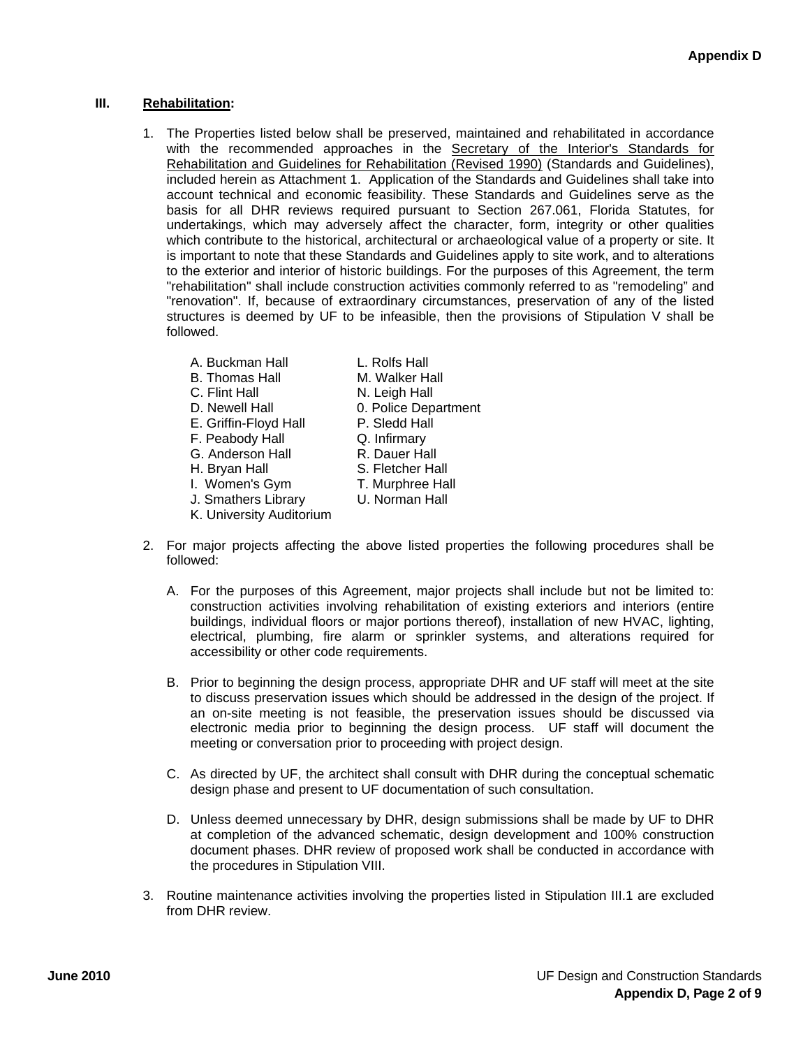### III. Rehabilitation:

1. The Properties listed below shall be preserved, maintained and rehabilitated in accordance with the recommended approaches in the Secretary of the Interior's Standards for Rehabilitation and Guidelines for Rehabilitation (Revised 1990) (Standards and Guidelines), included herein as Attachment 1. Application of the Standards and Guidelines shall take into account technical and economic feasibility. These Standards and Guidelines serve as the basis for all DHR reviews required pursuant to Section 267.061, Florida Statutes, for undertakings, which may adversely affect the character, form, integrity or other qualities which contribute to the historical, architectural or archaeological value of a property or site. It is important to note that these Standards and Guidelines apply to site work, and to alterations to the exterior and interior of historic buildings. For the purposes of this Agreement, the term "rehabilitation" shall include construction activities commonly referred to as "remodeling" and "renovation". If, because of extraordinary circumstances, preservation of any of the listed structures is deemed by UF to be infeasible, then the provisions of Stipulation V shall be followed.

   A. Buckman Hall
   B. Thomas Hall
   C. Flint Hall
   D. Newell Hall
   E. Griffin-Floyd Hall
   F. Peabody Hall
   G. Anderson Hall
   H. Bryan Hall
   I. Women's Gym
   J. Smathers Library
   K. University Auditorium
   L. Rolfs Hall
   M. Walker Hall
   N. Leigh Hall
   0. Police Department
   P. Sledd Hall
   Q. Infirmary
   R. Dauer Hall
   S. Fletcher Hall
   T. Murphree Hall
   U. Norman Hall

2. For major projects affecting the above listed properties the following procedures shall be followed:

   A. For the purposes of this Agreement, major projects shall include but not be limited to: construction activities involving rehabilitation of existing exteriors and interiors (entire buildings, individual floors or major portions thereof), installation of new HVAC, lighting, electrical, plumbing, fire alarm or sprinkler systems, and alterations required for accessibility or other code requirements.

   B. Prior to beginning the design process, appropriate DHR and UF staff will meet at the site to discuss preservation issues which should be addressed in the design of the project. If an on-site meeting is not feasible, the preservation issues should be discussed via electronic media prior to beginning the design process. UF staff will document the meeting or conversation prior to proceeding with project design.

   C. As directed by UF, the architect shall consult with DHR during the conceptual schematic design phase and present to UF documentation of such consultation.

   D. Unless deemed unnecessary by DHR, design submissions shall be made by UF to DHR at completion of the advanced schematic, design development and 100% construction document phases. DHR review of proposed work shall be conducted in accordance with the procedures in Stipulation VIII.

3. Routine maintenance activities involving the properties listed in Stipulation III.1 are excluded from DHR review.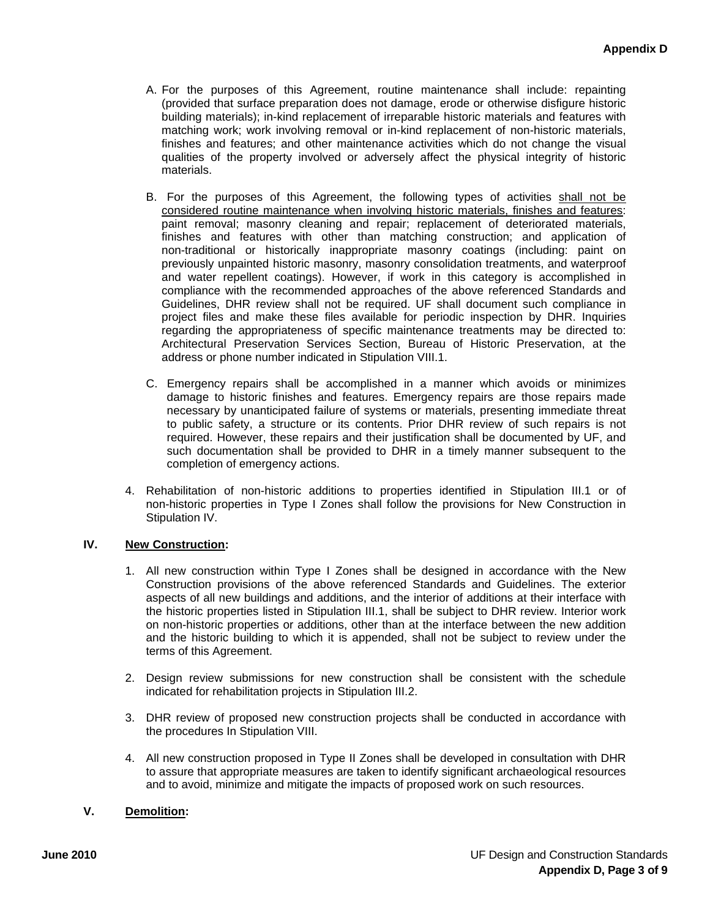A. For the purposes of this Agreement, routine maintenance shall include: repainting (provided that surface preparation does not damage, erode or otherwise disfigure historic building materials); in-kind replacement of irreparable historic materials and features with matching work; work involving removal or in-kind replacement of non-historic materials, finishes and features; and other maintenance activities which do not change the visual qualities of the property involved or adversely affect the physical integrity of historic materials.

B. For the purposes of this Agreement, the following types of activities <u>shall not be considered routine maintenance when involving historic materials, finishes and features</u>: paint removal; masonry cleaning and repair; replacement of deteriorated materials, finishes and features with other than matching construction; and application of non-traditional or historically inappropriate masonry coatings (including: paint on previously unpainted historic masonry, masonry consolidation treatments, and waterproof and water repellent coatings). However, if work in this category is accomplished in compliance with the recommended approaches of the above referenced Standards and Guidelines, DHR review shall not be required. UF shall document such compliance in project files and make these files available for periodic inspection by DHR. Inquiries regarding the appropriateness of specific maintenance treatments may be directed to: Architectural Preservation Services Section, Bureau of Historic Preservation, at the address or phone number indicated in Stipulation VIII.1.

C. Emergency repairs shall be accomplished in a manner which avoids or minimizes damage to historic finishes and features. Emergency repairs are those repairs made necessary by unanticipated failure of systems or materials, presenting immediate threat to public safety, a structure or its contents. Prior DHR review of such repairs is not required. However, these repairs and their justification shall be documented by UF, and such documentation shall be provided to DHR in a timely manner subsequent to the completion of emergency actions.

4. Rehabilitation of non-historic additions to properties identified in Stipulation III.1 or of non-historic properties in Type I Zones shall follow the provisions for New Construction in Stipulation IV.

## IV. <u>New Construction</u>:

1. All new construction within Type I Zones shall be designed in accordance with the New Construction provisions of the above referenced Standards and Guidelines. The exterior aspects of all new buildings and additions, and the interior of additions at their interface with the historic properties listed in Stipulation III.1, shall be subject to DHR review. Interior work on non-historic properties or additions, other than at the interface between the new addition and the historic building to which it is appended, shall not be subject to review under the terms of this Agreement.

2. Design review submissions for new construction shall be consistent with the schedule indicated for rehabilitation projects in Stipulation III.2.

3. DHR review of proposed new construction projects shall be conducted in accordance with the procedures In Stipulation VIII.

4. All new construction proposed in Type II Zones shall be developed in consultation with DHR to assure that appropriate measures are taken to identify significant archaeological resources and to avoid, minimize and mitigate the impacts of proposed work on such resources.

## V. <u>Demolition</u>: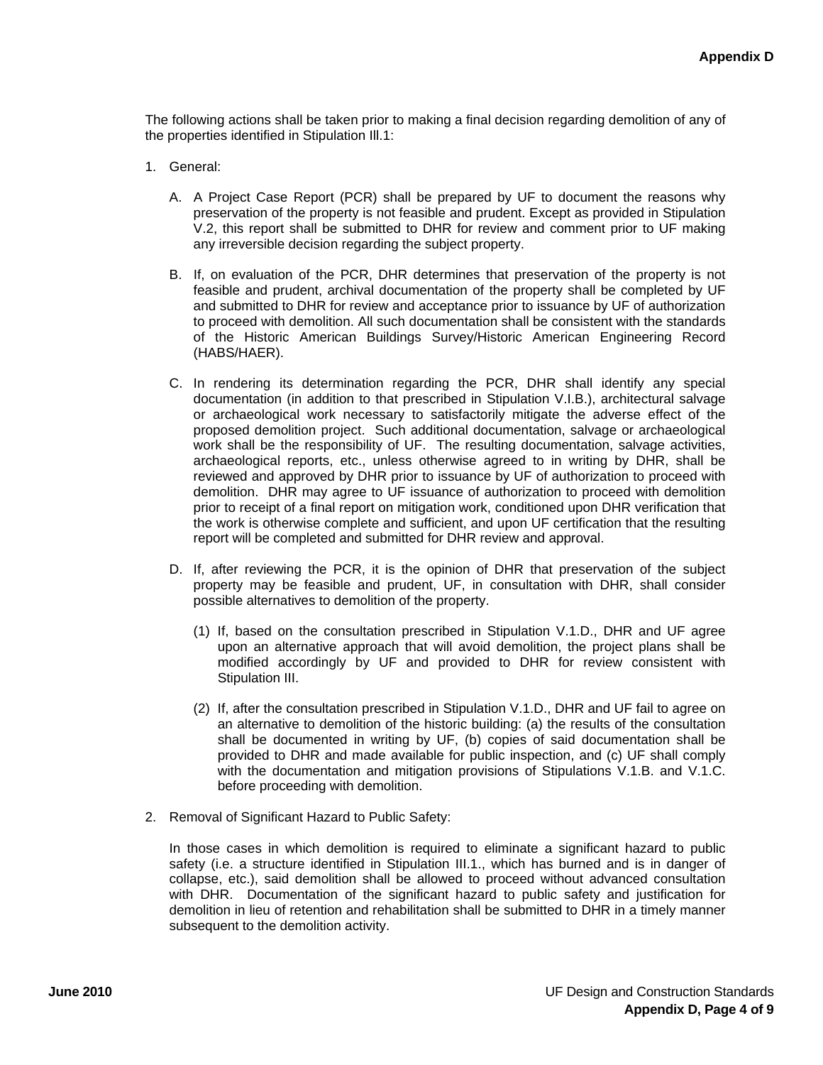The following actions shall be taken prior to making a final decision regarding demolition of any of the properties identified in Stipulation Ill.1:

1. General:

   A. A Project Case Report (PCR) shall be prepared by UF to document the reasons why preservation of the property is not feasible and prudent. Except as provided in Stipulation V.2, this report shall be submitted to DHR for review and comment prior to UF making any irreversible decision regarding the subject property.

   B. If, on evaluation of the PCR, DHR determines that preservation of the property is not feasible and prudent, archival documentation of the property shall be completed by UF and submitted to DHR for review and acceptance prior to issuance by UF of authorization to proceed with demolition. All such documentation shall be consistent with the standards of the Historic American Buildings Survey/Historic American Engineering Record (HABS/HAER).

   C. In rendering its determination regarding the PCR, DHR shall identify any special documentation (in addition to that prescribed in Stipulation V.I.B.), architectural salvage or archaeological work necessary to satisfactorily mitigate the adverse effect of the proposed demolition project. Such additional documentation, salvage or archaeological work shall be the responsibility of UF. The resulting documentation, salvage activities, archaeological reports, etc., unless otherwise agreed to in writing by DHR, shall be reviewed and approved by DHR prior to issuance by UF of authorization to proceed with demolition. DHR may agree to UF issuance of authorization to proceed with demolition prior to receipt of a final report on mitigation work, conditioned upon DHR verification that the work is otherwise complete and sufficient, and upon UF certification that the resulting report will be completed and submitted for DHR review and approval.

   D. If, after reviewing the PCR, it is the opinion of DHR that preservation of the subject property may be feasible and prudent, UF, in consultation with DHR, shall consider possible alternatives to demolition of the property.

      (1) If, based on the consultation prescribed in Stipulation V.1.D., DHR and UF agree upon an alternative approach that will avoid demolition, the project plans shall be modified accordingly by UF and provided to DHR for review consistent with Stipulation III.

      (2) If, after the consultation prescribed in Stipulation V.1.D., DHR and UF fail to agree on an alternative to demolition of the historic building: (a) the results of the consultation shall be documented in writing by UF, (b) copies of said documentation shall be provided to DHR and made available for public inspection, and (c) UF shall comply with the documentation and mitigation provisions of Stipulations V.1.B. and V.1.C. before proceeding with demolition.

2. Removal of Significant Hazard to Public Safety:

   In those cases in which demolition is required to eliminate a significant hazard to public safety (i.e. a structure identified in Stipulation III.1., which has burned and is in danger of collapse, etc.), said demolition shall be allowed to proceed without advanced consultation with DHR. Documentation of the significant hazard to public safety and justification for demolition in lieu of retention and rehabilitation shall be submitted to DHR in a timely manner subsequent to the demolition activity.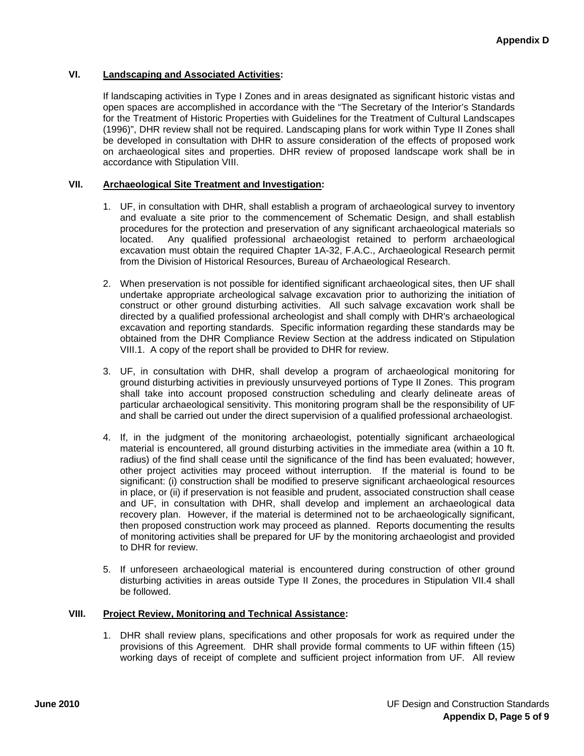## VI. Landscaping and Associated Activities:

If landscaping activities in Type I Zones and in areas designated as significant historic vistas and open spaces are accomplished in accordance with the "The Secretary of the Interior's Standards for the Treatment of Historic Properties with Guidelines for the Treatment of Cultural Landscapes (1996)", DHR review shall not be required. Landscaping plans for work within Type II Zones shall be developed in consultation with DHR to assure consideration of the effects of proposed work on archaeological sites and properties. DHR review of proposed landscape work shall be in accordance with Stipulation VIII.

## VII. Archaeological Site Treatment and Investigation:

1. UF, in consultation with DHR, shall establish a program of archaeological survey to inventory and evaluate a site prior to the commencement of Schematic Design, and shall establish procedures for the protection and preservation of any significant archaeological materials so located. Any qualified professional archaeologist retained to perform archaeological excavation must obtain the required Chapter 1A-32, F.A.C., Archaeological Research permit from the Division of Historical Resources, Bureau of Archaeological Research.

2. When preservation is not possible for identified significant archaeological sites, then UF shall undertake appropriate archeological salvage excavation prior to authorizing the initiation of construct or other ground disturbing activities. All such salvage excavation work shall be directed by a qualified professional archeologist and shall comply with DHR's archaeological excavation and reporting standards. Specific information regarding these standards may be obtained from the DHR Compliance Review Section at the address indicated on Stipulation VIII.1. A copy of the report shall be provided to DHR for review.

3. UF, in consultation with DHR, shall develop a program of archaeological monitoring for ground disturbing activities in previously unsurveyed portions of Type II Zones. This program shall take into account proposed construction scheduling and clearly delineate areas of particular archaeological sensitivity. This monitoring program shall be the responsibility of UF and shall be carried out under the direct supervision of a qualified professional archaeologist.

4. If, in the judgment of the monitoring archaeologist, potentially significant archaeological material is encountered, all ground disturbing activities in the immediate area (within a 10 ft. radius) of the find shall cease until the significance of the find has been evaluated; however, other project activities may proceed without interruption. If the material is found to be significant: (i) construction shall be modified to preserve significant archaeological resources in place, or (ii) if preservation is not feasible and prudent, associated construction shall cease and UF, in consultation with DHR, shall develop and implement an archaeological data recovery plan. However, if the material is determined not to be archaeologically significant, then proposed construction work may proceed as planned. Reports documenting the results of monitoring activities shall be prepared for UF by the monitoring archaeologist and provided to DHR for review.

5. If unforeseen archaeological material is encountered during construction of other ground disturbing activities in areas outside Type II Zones, the procedures in Stipulation VII.4 shall be followed.

## VIII. Project Review, Monitoring and Technical Assistance:

1. DHR shall review plans, specifications and other proposals for work as required under the provisions of this Agreement. DHR shall provide formal comments to UF within fifteen (15) working days of receipt of complete and sufficient project information from UF. All review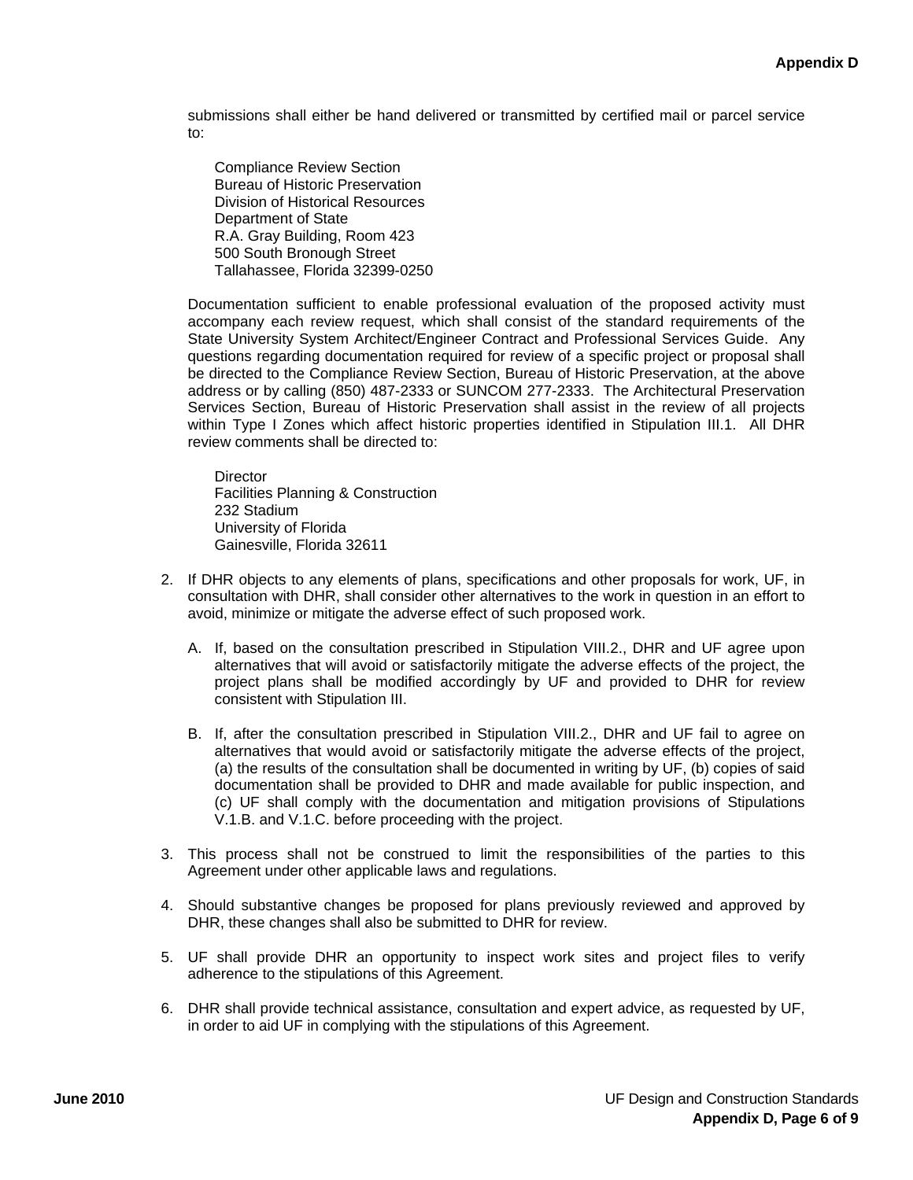submissions shall either be hand delivered or transmitted by certified mail or parcel service to:

Compliance Review Section
Bureau of Historic Preservation
Division of Historical Resources
Department of State
R.A. Gray Building, Room 423
500 South Bronough Street
Tallahassee, Florida 32399-0250

Documentation sufficient to enable professional evaluation of the proposed activity must accompany each review request, which shall consist of the standard requirements of the State University System Architect/Engineer Contract and Professional Services Guide. Any questions regarding documentation required for review of a specific project or proposal shall be directed to the Compliance Review Section, Bureau of Historic Preservation, at the above address or by calling (850) 487-2333 or SUNCOM 277-2333. The Architectural Preservation Services Section, Bureau of Historic Preservation shall assist in the review of all projects within Type I Zones which affect historic properties identified in Stipulation III.1. All DHR review comments shall be directed to:

Director
Facilities Planning & Construction
232 Stadium
University of Florida
Gainesville, Florida 32611

2. If DHR objects to any elements of plans, specifications and other proposals for work, UF, in consultation with DHR, shall consider other alternatives to the work in question in an effort to avoid, minimize or mitigate the adverse effect of such proposed work.

   A. If, based on the consultation prescribed in Stipulation VIII.2., DHR and UF agree upon alternatives that will avoid or satisfactorily mitigate the adverse effects of the project, the project plans shall be modified accordingly by UF and provided to DHR for review consistent with Stipulation III.

   B. If, after the consultation prescribed in Stipulation VIII.2., DHR and UF fail to agree on alternatives that would avoid or satisfactorily mitigate the adverse effects of the project, (a) the results of the consultation shall be documented in writing by UF, (b) copies of said documentation shall be provided to DHR and made available for public inspection, and (c) UF shall comply with the documentation and mitigation provisions of Stipulations V.1.B. and V.1.C. before proceeding with the project.

3. This process shall not be construed to limit the responsibilities of the parties to this Agreement under other applicable laws and regulations.

4. Should substantive changes be proposed for plans previously reviewed and approved by DHR, these changes shall also be submitted to DHR for review.

5. UF shall provide DHR an opportunity to inspect work sites and project files to verify adherence to the stipulations of this Agreement.

6. DHR shall provide technical assistance, consultation and expert advice, as requested by UF, in order to aid UF in complying with the stipulations of this Agreement.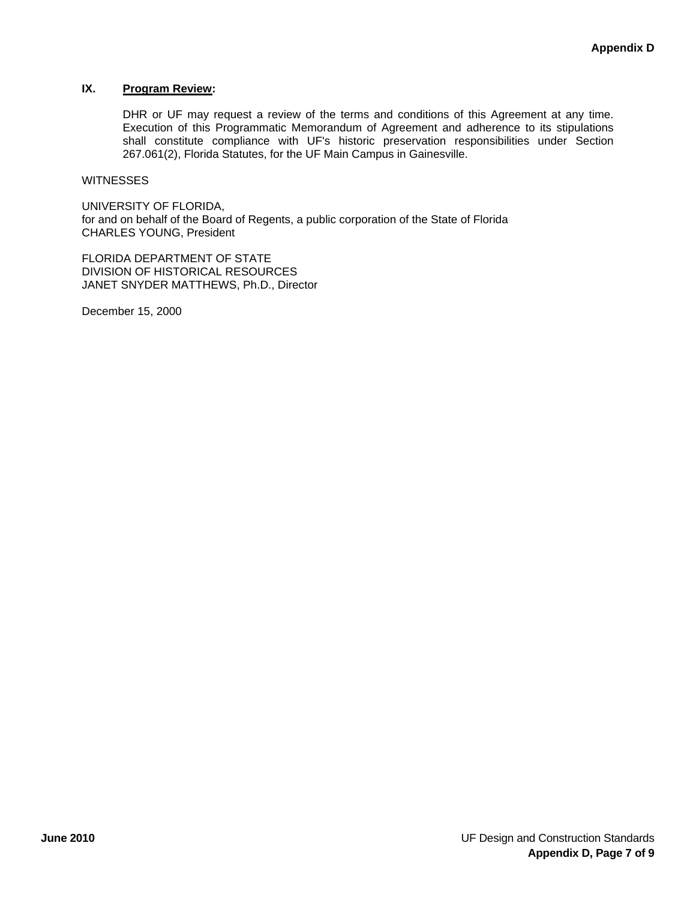## IX. **Program Review:**

DHR or UF may request a review of the terms and conditions of this Agreement at any time. Execution of this Programmatic Memorandum of Agreement and adherence to its stipulations shall constitute compliance with UF's historic preservation responsibilities under Section 267.061(2), Florida Statutes, for the UF Main Campus in Gainesville.

WITNESSES

UNIVERSITY OF FLORIDA,
for and on behalf of the Board of Regents, a public corporation of the State of Florida
CHARLES YOUNG, President

FLORIDA DEPARTMENT OF STATE
DIVISION OF HISTORICAL RESOURCES
JANET SNYDER MATTHEWS, Ph.D., Director

December 15, 2000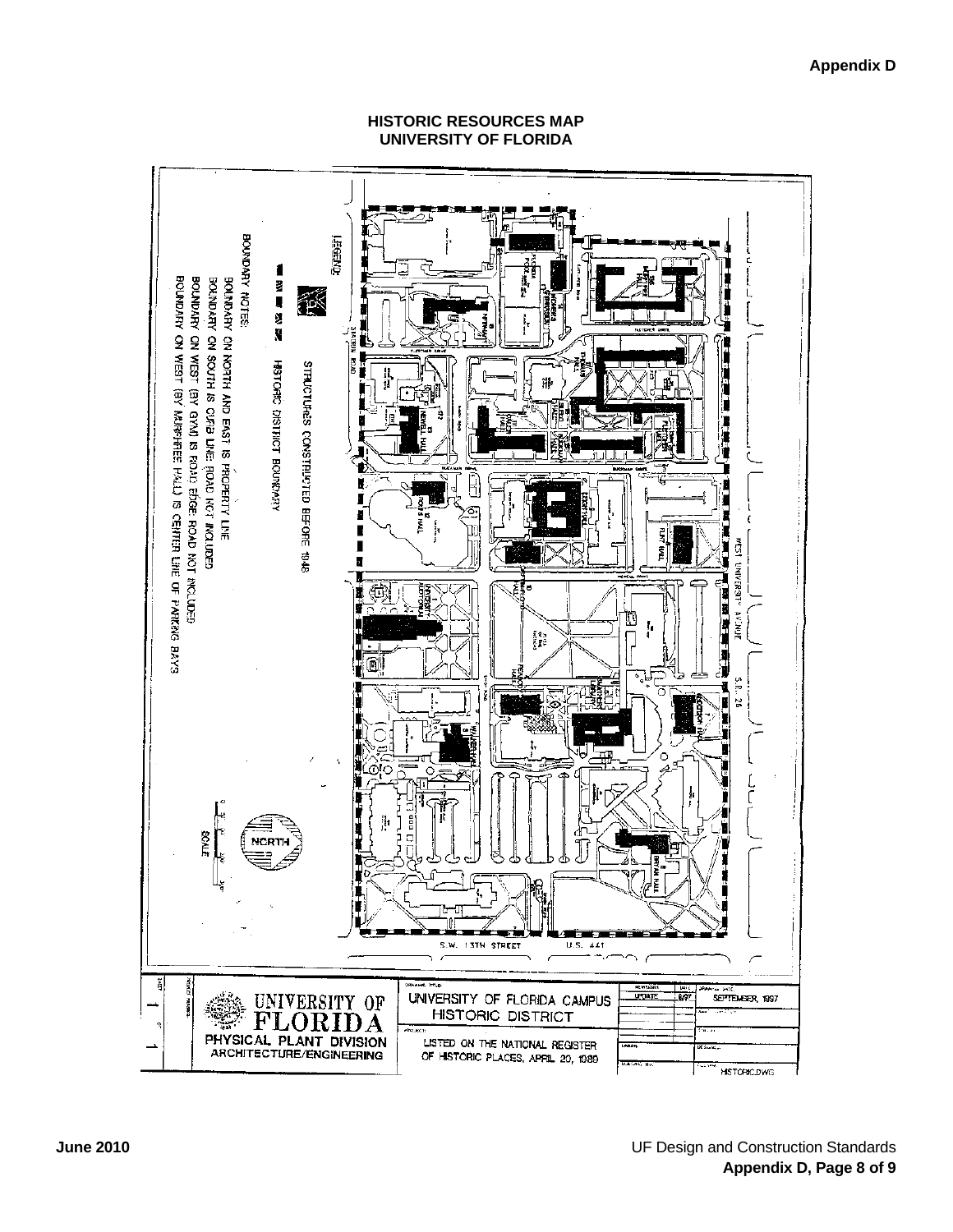## HISTORIC RESOURCES MAP
## UNIVERSITY OF FLORIDA

LEGEND:

STRUCTURES CONSTRUCTED BEFORE 1946

HISTORIC DISTRICT BOUNDARY

BOUNDARY NOTES:

BOUNDARY ON NORTH AND EAST IS PROPERTY LINE

BOUNDARY ON SOUTH IS CURB LINE; ROAD NOT INCLUDED

BOUNDARY ON WEST (BY GYM) IS ROAD EDGE; ROAD NOT INCLUDED

BOUNDARY ON WEST (BY MURPHREE HALL) IS CENTER LINE OF PARKING BAYS

WEST UNIVERSITY AVENUE S.R. 26

S.W. 13TH STREET U.S. 441

NORTH

SCALE

UNIVERSITY OF FLORIDA
PHYSICAL PLANT DIVISION
ARCHITECTURE/ENGINEERING

UNIVERSITY OF FLORIDA CAMPUS
HISTORIC DISTRICT

LISTED ON THE NATIONAL REGISTER OF HISTORIC PLACES, APRIL 20, 1989

UPDATE 8/97

SEPTEMBER, 1997

HISTORIC.DWG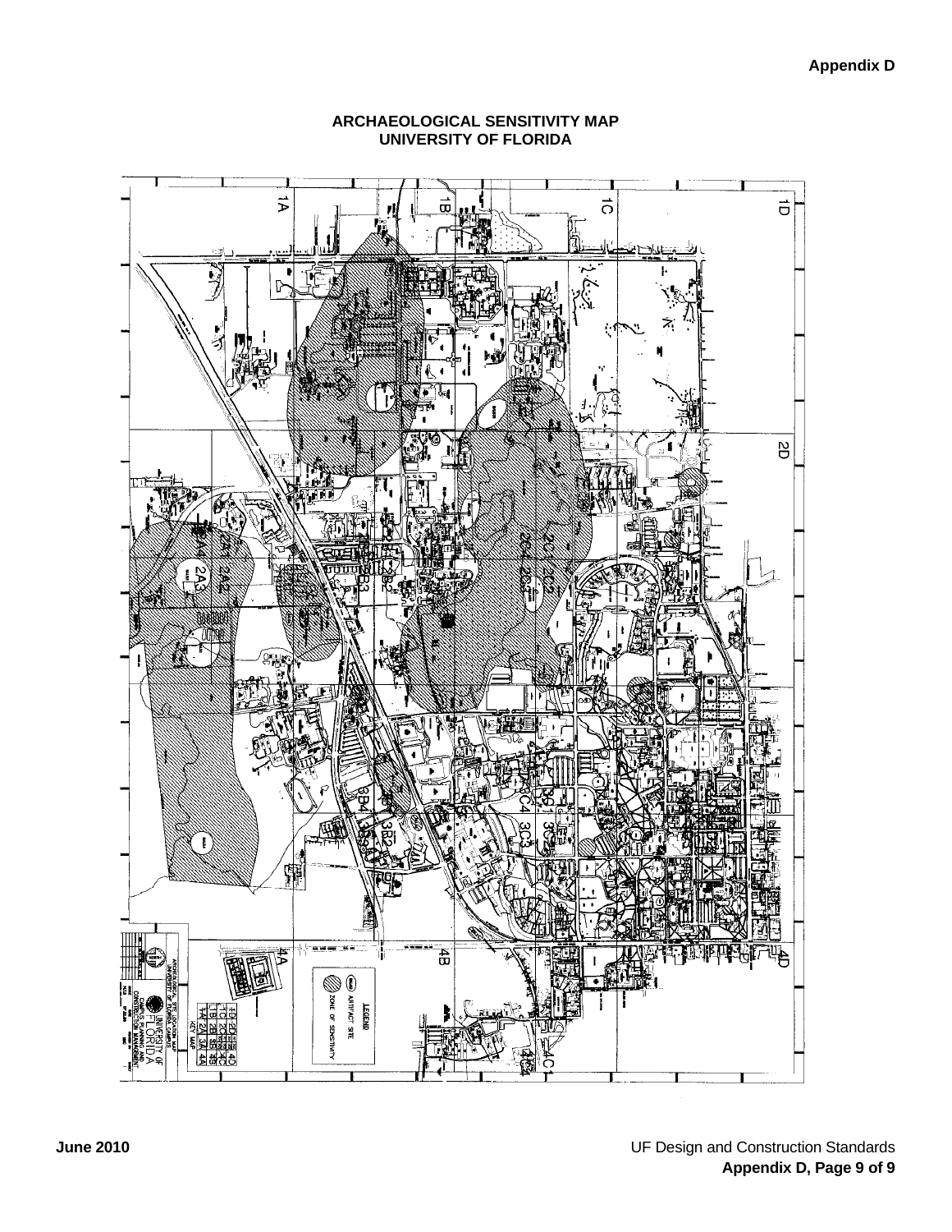## ARCHAEOLOGICAL SENSITIVITY MAP
## UNIVERSITY OF FLORIDA

1A
1B
1C
1D
2D
2A1
2A2
2A3
2A4
2B2
2B3
2C1
2C2
2C3
2C4
3B2
3B3
3B4
3C1
3C2
3C3
3C4
4A
4B
4C1
4C2
4D

LEGEND
ARTIFACT SITE
ZONE OF SENSITIVITY

KEY MAP

| | | | |
|---|---|---|---|
| 1D | 2D | | 4D |
| 1C | 2C | | 4C |
| 1B | 2B | 3B | 4B |
| 1A | 2A | 3A | 4A |

ARCHAEOLOGICAL SITE LOCATION MAP
UNIVERSITY OF FLORIDA CAMPUS

UNIVERSITY OF FLORIDA
CAMPUS PLANNING AND CONSTRUCTION MANAGEMENT